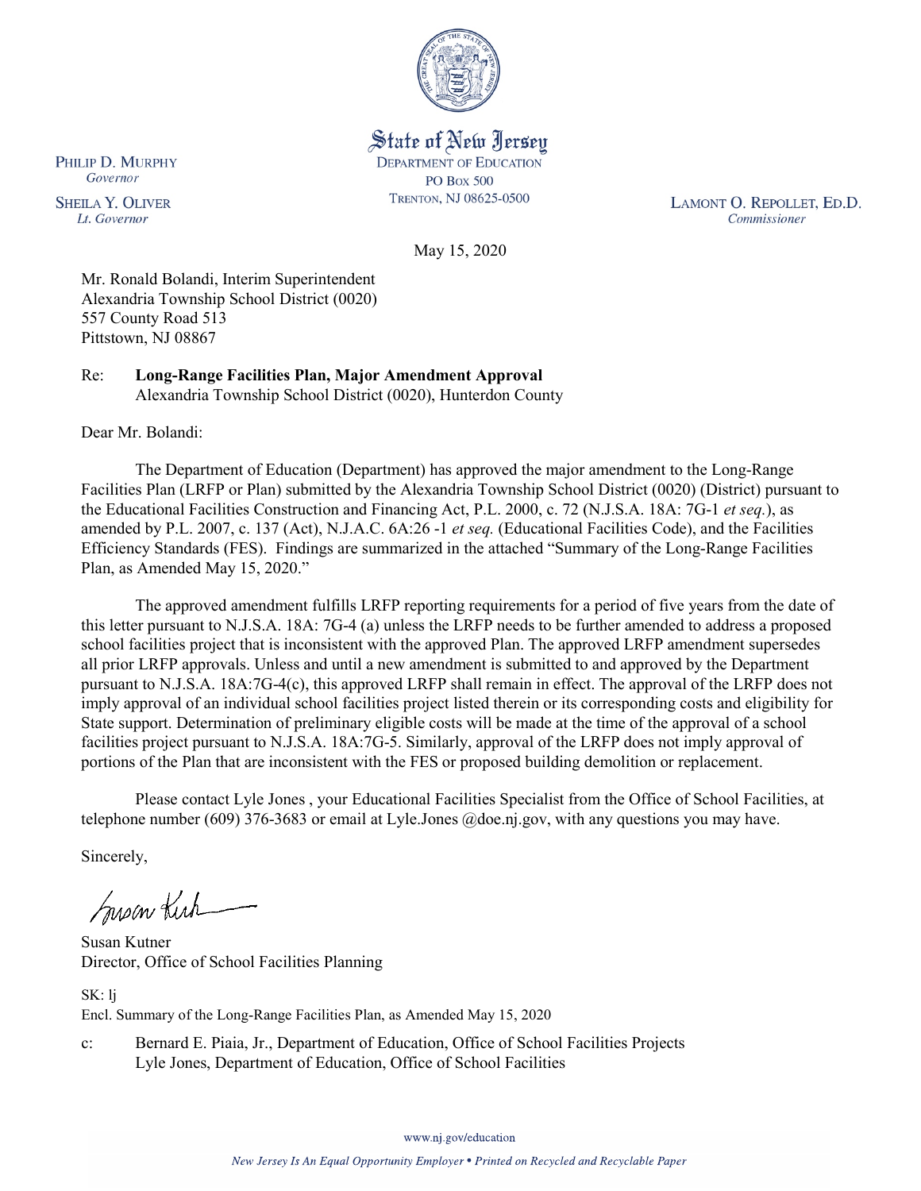State of New Jersey
DEPARTMENT OF EDUCATION
PO Box 500
TRENTON, NJ 08625-0500

PHILIP D. MURPHY
*Governor*

SHEILA Y. OLIVER
*Lt. Governor*

LAMONT O. REPOLLET, ED.D.
*Commissioner*

May 15, 2020

Mr. Ronald Bolandi, Interim Superintendent
Alexandria Township School District (0020)
557 County Road 513
Pittstown, NJ 08867

Re: **Long-Range Facilities Plan, Major Amendment Approval**
Alexandria Township School District (0020), Hunterdon County

Dear Mr. Bolandi:

The Department of Education (Department) has approved the major amendment to the Long-Range Facilities Plan (LRFP or Plan) submitted by the Alexandria Township School District (0020) (District) pursuant to the Educational Facilities Construction and Financing Act, P.L. 2000, c. 72 (N.J.S.A. 18A: 7G-1 *et seq.*), as amended by P.L. 2007, c. 137 (Act), N.J.A.C. 6A:26 -1 *et seq.* (Educational Facilities Code), and the Facilities Efficiency Standards (FES). Findings are summarized in the attached "Summary of the Long-Range Facilities Plan, as Amended May 15, 2020."

The approved amendment fulfills LRFP reporting requirements for a period of five years from the date of this letter pursuant to N.J.S.A. 18A: 7G-4 (a) unless the LRFP needs to be further amended to address a proposed school facilities project that is inconsistent with the approved Plan. The approved LRFP amendment supersedes all prior LRFP approvals. Unless and until a new amendment is submitted to and approved by the Department pursuant to N.J.S.A. 18A:7G-4(c), this approved LRFP shall remain in effect. The approval of the LRFP does not imply approval of an individual school facilities project listed therein or its corresponding costs and eligibility for State support. Determination of preliminary eligible costs will be made at the time of the approval of a school facilities project pursuant to N.J.S.A. 18A:7G-5. Similarly, approval of the LRFP does not imply approval of portions of the Plan that are inconsistent with the FES or proposed building demolition or replacement.

Please contact Lyle Jones , your Educational Facilities Specialist from the Office of School Facilities, at telephone number (609) 376-3683 or email at Lyle.Jones @doe.nj.gov, with any questions you may have.

Sincerely,

Susan Kutner
Director, Office of School Facilities Planning

SK: lj
Encl. Summary of the Long-Range Facilities Plan, as Amended May 15, 2020

c: Bernard E. Piaia, Jr., Department of Education, Office of School Facilities Projects
Lyle Jones, Department of Education, Office of School Facilities

www.nj.gov/education

*New Jersey Is An Equal Opportunity Employer • Printed on Recycled and Recyclable Paper*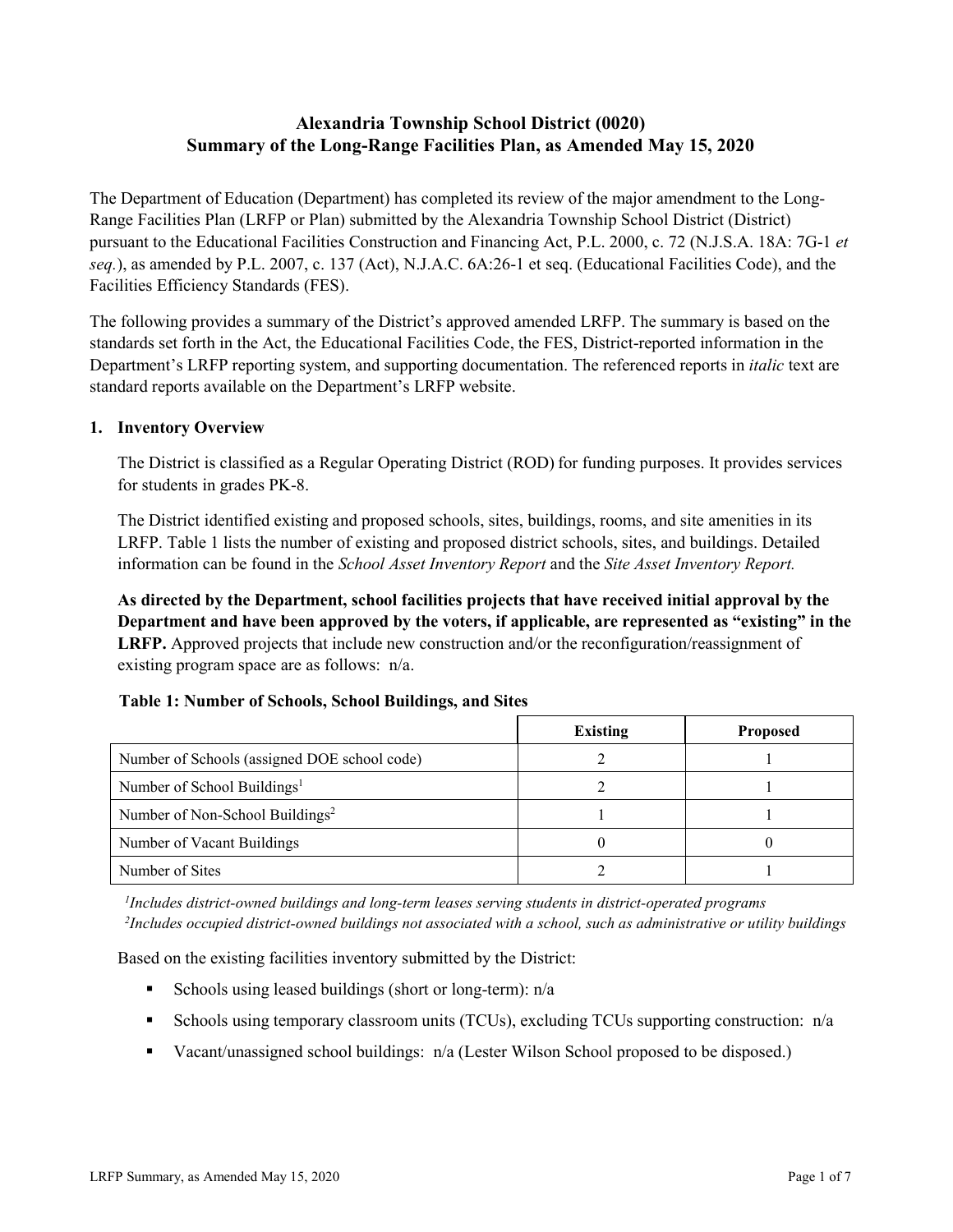# Alexandria Township School District (0020)
# Summary of the Long-Range Facilities Plan, as Amended May 15, 2020

The Department of Education (Department) has completed its review of the major amendment to the Long-Range Facilities Plan (LRFP or Plan) submitted by the Alexandria Township School District (District) pursuant to the Educational Facilities Construction and Financing Act, P.L. 2000, c. 72 (N.J.S.A. 18A: 7G-1 *et seq.*), as amended by P.L. 2007, c. 137 (Act), N.J.A.C. 6A:26-1 et seq. (Educational Facilities Code), and the Facilities Efficiency Standards (FES).

The following provides a summary of the District's approved amended LRFP. The summary is based on the standards set forth in the Act, the Educational Facilities Code, the FES, District-reported information in the Department's LRFP reporting system, and supporting documentation. The referenced reports in *italic* text are standard reports available on the Department's LRFP website.

## 1. Inventory Overview

The District is classified as a Regular Operating District (ROD) for funding purposes. It provides services for students in grades PK-8.

The District identified existing and proposed schools, sites, buildings, rooms, and site amenities in its LRFP. Table 1 lists the number of existing and proposed district schools, sites, and buildings. Detailed information can be found in the *School Asset Inventory Report* and the *Site Asset Inventory Report.*

**As directed by the Department, school facilities projects that have received initial approval by the Department and have been approved by the voters, if applicable, are represented as "existing" in the LRFP.** Approved projects that include new construction and/or the reconfiguration/reassignment of existing program space are as follows: n/a.

**Table 1: Number of Schools, School Buildings, and Sites**

| | Existing | Proposed |
|---|---|---|
| Number of Schools (assigned DOE school code) | 2 | 1 |
| Number of School Buildings[1] | 2 | 1 |
| Number of Non-School Buildings[2] | 1 | 1 |
| Number of Vacant Buildings | 0 | 0 |
| Number of Sites | 2 | 1 |

*[1]Includes district-owned buildings and long-term leases serving students in district-operated programs*
*[2]Includes occupied district-owned buildings not associated with a school, such as administrative or utility buildings*

Based on the existing facilities inventory submitted by the District:

- Schools using leased buildings (short or long-term): n/a
- Schools using temporary classroom units (TCUs), excluding TCUs supporting construction: n/a
- Vacant/unassigned school buildings: n/a (Lester Wilson School proposed to be disposed.)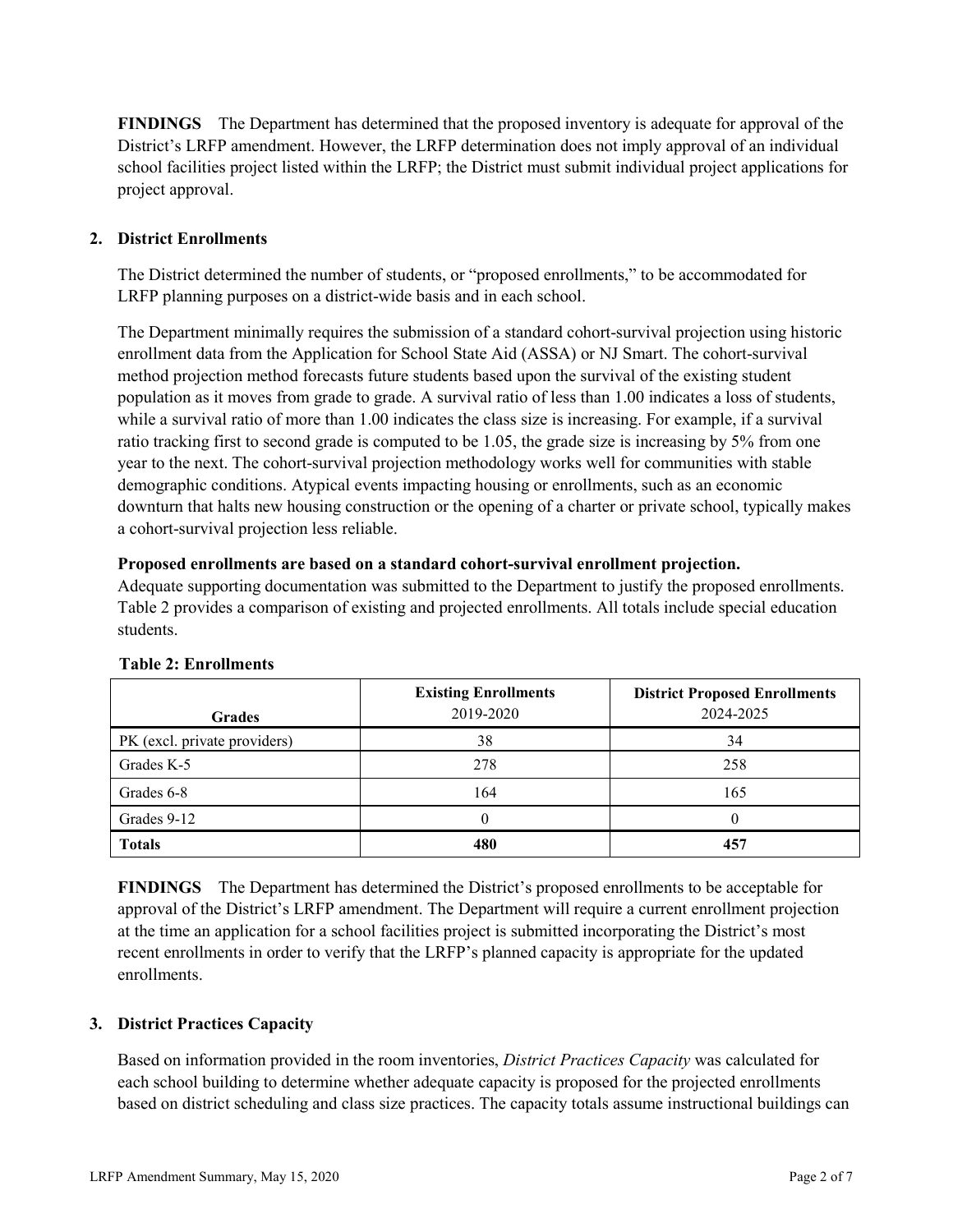**FINDINGS** The Department has determined that the proposed inventory is adequate for approval of the District's LRFP amendment. However, the LRFP determination does not imply approval of an individual school facilities project listed within the LRFP; the District must submit individual project applications for project approval.

## 2. District Enrollments

The District determined the number of students, or "proposed enrollments," to be accommodated for LRFP planning purposes on a district-wide basis and in each school.

The Department minimally requires the submission of a standard cohort-survival projection using historic enrollment data from the Application for School State Aid (ASSA) or NJ Smart. The cohort-survival method projection method forecasts future students based upon the survival of the existing student population as it moves from grade to grade. A survival ratio of less than 1.00 indicates a loss of students, while a survival ratio of more than 1.00 indicates the class size is increasing. For example, if a survival ratio tracking first to second grade is computed to be 1.05, the grade size is increasing by 5% from one year to the next. The cohort-survival projection methodology works well for communities with stable demographic conditions. Atypical events impacting housing or enrollments, such as an economic downturn that halts new housing construction or the opening of a charter or private school, typically makes a cohort-survival projection less reliable.

**Proposed enrollments are based on a standard cohort-survival enrollment projection.**
Adequate supporting documentation was submitted to the Department to justify the proposed enrollments. Table 2 provides a comparison of existing and projected enrollments. All totals include special education students.

**Table 2: Enrollments**

| Grades | Existing Enrollments 2019-2020 | District Proposed Enrollments 2024-2025 |
|---|---|---|
| PK (excl. private providers) | 38 | 34 |
| Grades K-5 | 278 | 258 |
| Grades 6-8 | 164 | 165 |
| Grades 9-12 | 0 | 0 |
| **Totals** | **480** | **457** |

**FINDINGS** The Department has determined the District's proposed enrollments to be acceptable for approval of the District's LRFP amendment. The Department will require a current enrollment projection at the time an application for a school facilities project is submitted incorporating the District's most recent enrollments in order to verify that the LRFP's planned capacity is appropriate for the updated enrollments.

## 3. District Practices Capacity

Based on information provided in the room inventories, *District Practices Capacity* was calculated for each school building to determine whether adequate capacity is proposed for the projected enrollments based on district scheduling and class size practices. The capacity totals assume instructional buildings can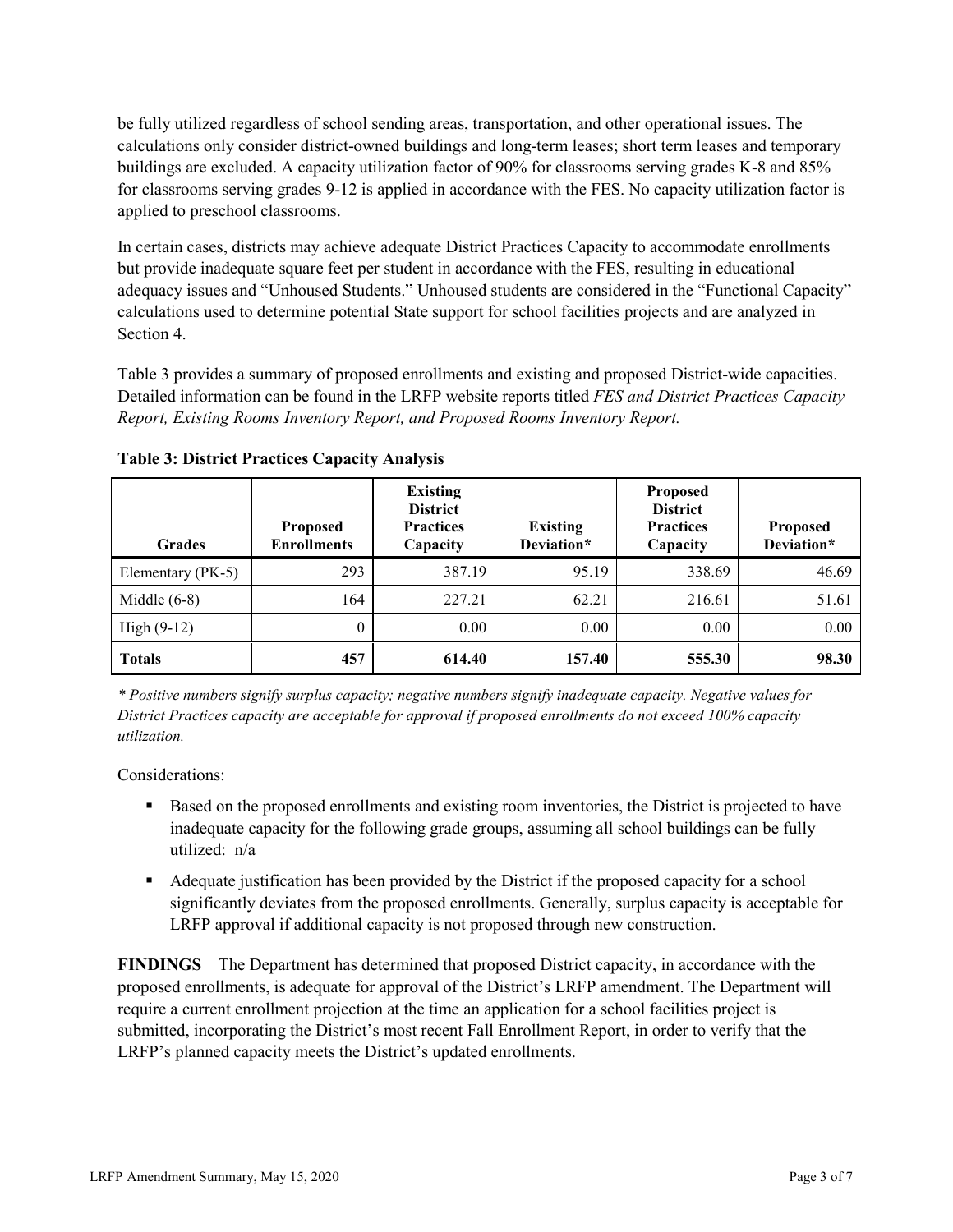be fully utilized regardless of school sending areas, transportation, and other operational issues. The calculations only consider district-owned buildings and long-term leases; short term leases and temporary buildings are excluded. A capacity utilization factor of 90% for classrooms serving grades K-8 and 85% for classrooms serving grades 9-12 is applied in accordance with the FES. No capacity utilization factor is applied to preschool classrooms.

In certain cases, districts may achieve adequate District Practices Capacity to accommodate enrollments but provide inadequate square feet per student in accordance with the FES, resulting in educational adequacy issues and "Unhoused Students." Unhoused students are considered in the "Functional Capacity" calculations used to determine potential State support for school facilities projects and are analyzed in Section 4.

Table 3 provides a summary of proposed enrollments and existing and proposed District-wide capacities. Detailed information can be found in the LRFP website reports titled *FES and District Practices Capacity Report, Existing Rooms Inventory Report, and Proposed Rooms Inventory Report.*

**Table 3: District Practices Capacity Analysis**

| Grades | Proposed Enrollments | Existing District Practices Capacity | Existing Deviation* | Proposed District Practices Capacity | Proposed Deviation* |
|---|---|---|---|---|---|
| Elementary (PK-5) | 293 | 387.19 | 95.19 | 338.69 | 46.69 |
| Middle (6-8) | 164 | 227.21 | 62.21 | 216.61 | 51.61 |
| High (9-12) | 0 | 0.00 | 0.00 | 0.00 | 0.00 |
| **Totals** | **457** | **614.40** | **157.40** | **555.30** | **98.30** |

*\* Positive numbers signify surplus capacity; negative numbers signify inadequate capacity. Negative values for District Practices capacity are acceptable for approval if proposed enrollments do not exceed 100% capacity utilization.*

Considerations:

- Based on the proposed enrollments and existing room inventories, the District is projected to have inadequate capacity for the following grade groups, assuming all school buildings can be fully utilized: n/a
- Adequate justification has been provided by the District if the proposed capacity for a school significantly deviates from the proposed enrollments. Generally, surplus capacity is acceptable for LRFP approval if additional capacity is not proposed through new construction.

**FINDINGS** The Department has determined that proposed District capacity, in accordance with the proposed enrollments, is adequate for approval of the District's LRFP amendment. The Department will require a current enrollment projection at the time an application for a school facilities project is submitted, incorporating the District's most recent Fall Enrollment Report, in order to verify that the LRFP's planned capacity meets the District's updated enrollments.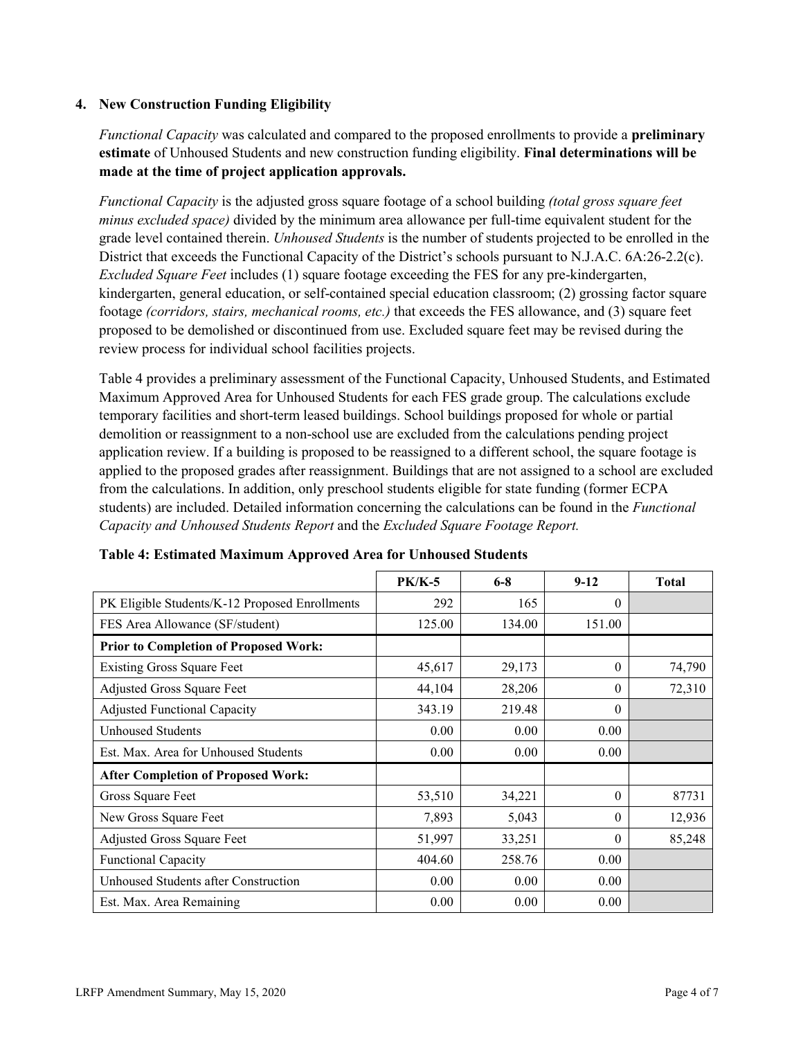### 4. New Construction Funding Eligibility

*Functional Capacity* was calculated and compared to the proposed enrollments to provide a **preliminary estimate** of Unhoused Students and new construction funding eligibility. **Final determinations will be made at the time of project application approvals.**

*Functional Capacity* is the adjusted gross square footage of a school building *(total gross square feet minus excluded space)* divided by the minimum area allowance per full-time equivalent student for the grade level contained therein. *Unhoused Students* is the number of students projected to be enrolled in the District that exceeds the Functional Capacity of the District's schools pursuant to N.J.A.C. 6A:26-2.2(c). *Excluded Square Feet* includes (1) square footage exceeding the FES for any pre-kindergarten, kindergarten, general education, or self-contained special education classroom; (2) grossing factor square footage *(corridors, stairs, mechanical rooms, etc.)* that exceeds the FES allowance, and (3) square feet proposed to be demolished or discontinued from use. Excluded square feet may be revised during the review process for individual school facilities projects.

Table 4 provides a preliminary assessment of the Functional Capacity, Unhoused Students, and Estimated Maximum Approved Area for Unhoused Students for each FES grade group. The calculations exclude temporary facilities and short-term leased buildings. School buildings proposed for whole or partial demolition or reassignment to a non-school use are excluded from the calculations pending project application review. If a building is proposed to be reassigned to a different school, the square footage is applied to the proposed grades after reassignment. Buildings that are not assigned to a school are excluded from the calculations. In addition, only preschool students eligible for state funding (former ECPA students) are included. Detailed information concerning the calculations can be found in the *Functional Capacity and Unhoused Students Report* and the *Excluded Square Footage Report.*

**Table 4: Estimated Maximum Approved Area for Unhoused Students**

| | PK/K-5 | 6-8 | 9-12 | Total |
|---|---|---|---|---|
| PK Eligible Students/K-12 Proposed Enrollments | 292 | 165 | 0 | |
| FES Area Allowance (SF/student) | 125.00 | 134.00 | 151.00 | |
| **Prior to Completion of Proposed Work:** | | | | |
| Existing Gross Square Feet | 45,617 | 29,173 | 0 | 74,790 |
| Adjusted Gross Square Feet | 44,104 | 28,206 | 0 | 72,310 |
| Adjusted Functional Capacity | 343.19 | 219.48 | 0 | |
| Unhoused Students | 0.00 | 0.00 | 0.00 | |
| Est. Max. Area for Unhoused Students | 0.00 | 0.00 | 0.00 | |
| **After Completion of Proposed Work:** | | | | |
| Gross Square Feet | 53,510 | 34,221 | 0 | 87731 |
| New Gross Square Feet | 7,893 | 5,043 | 0 | 12,936 |
| Adjusted Gross Square Feet | 51,997 | 33,251 | 0 | 85,248 |
| Functional Capacity | 404.60 | 258.76 | 0.00 | |
| Unhoused Students after Construction | 0.00 | 0.00 | 0.00 | |
| Est. Max. Area Remaining | 0.00 | 0.00 | 0.00 | |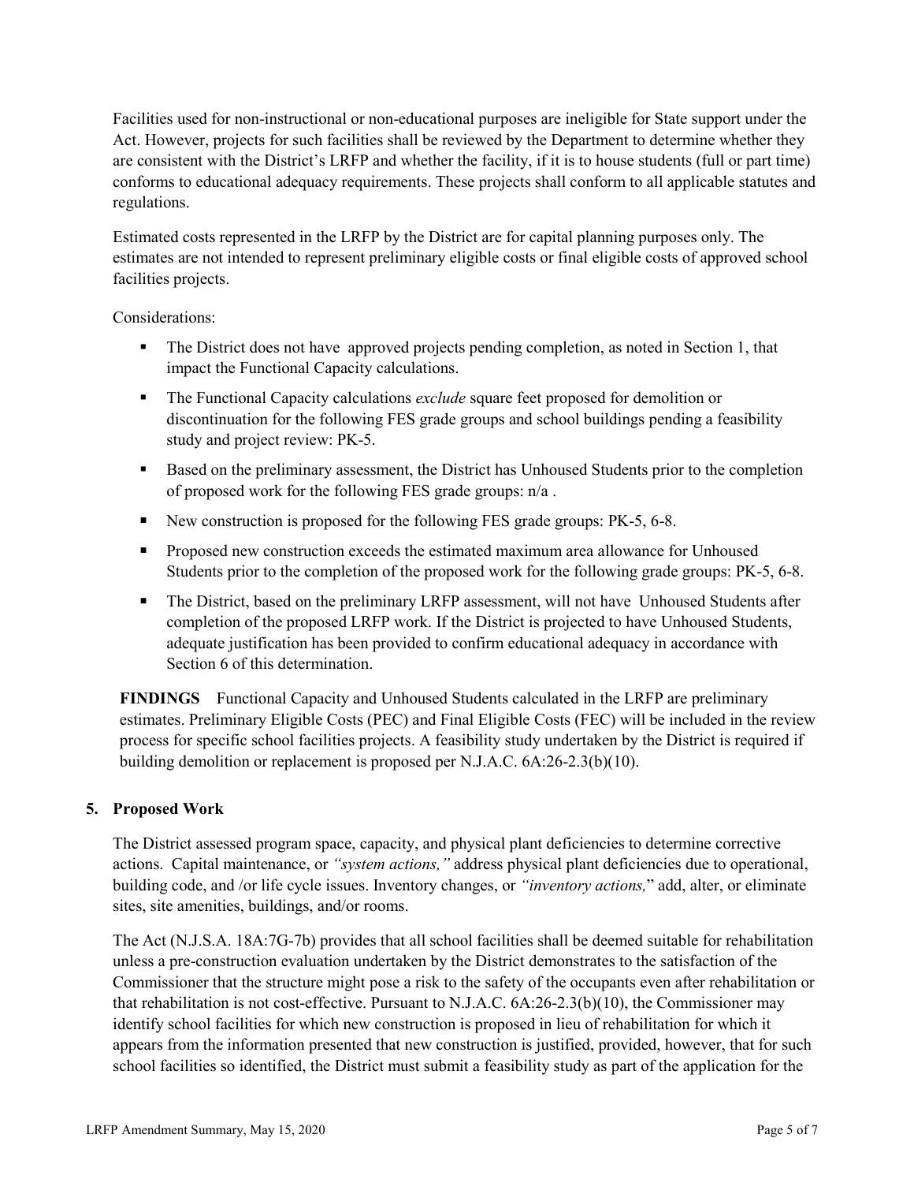Facilities used for non-instructional or non-educational purposes are ineligible for State support under the Act. However, projects for such facilities shall be reviewed by the Department to determine whether they are consistent with the District's LRFP and whether the facility, if it is to house students (full or part time) conforms to educational adequacy requirements. These projects shall conform to all applicable statutes and regulations.

Estimated costs represented in the LRFP by the District are for capital planning purposes only. The estimates are not intended to represent preliminary eligible costs or final eligible costs of approved school facilities projects.

Considerations:

- The District does not have approved projects pending completion, as noted in Section 1, that impact the Functional Capacity calculations.
- The Functional Capacity calculations *exclude* square feet proposed for demolition or discontinuation for the following FES grade groups and school buildings pending a feasibility study and project review: PK-5.
- Based on the preliminary assessment, the District has Unhoused Students prior to the completion of proposed work for the following FES grade groups: n/a .
- New construction is proposed for the following FES grade groups: PK-5, 6-8.
- Proposed new construction exceeds the estimated maximum area allowance for Unhoused Students prior to the completion of the proposed work for the following grade groups: PK-5, 6-8.
- The District, based on the preliminary LRFP assessment, will not have Unhoused Students after completion of the proposed LRFP work. If the District is projected to have Unhoused Students, adequate justification has been provided to confirm educational adequacy in accordance with Section 6 of this determination.

**FINDINGS** Functional Capacity and Unhoused Students calculated in the LRFP are preliminary estimates. Preliminary Eligible Costs (PEC) and Final Eligible Costs (FEC) will be included in the review process for specific school facilities projects. A feasibility study undertaken by the District is required if building demolition or replacement is proposed per N.J.A.C. 6A:26-2.3(b)(10).

## 5. Proposed Work

The District assessed program space, capacity, and physical plant deficiencies to determine corrective actions. Capital maintenance, or *"system actions,"* address physical plant deficiencies due to operational, building code, and /or life cycle issues. Inventory changes, or *"inventory actions,"* add, alter, or eliminate sites, site amenities, buildings, and/or rooms.

The Act (N.J.S.A. 18A:7G-7b) provides that all school facilities shall be deemed suitable for rehabilitation unless a pre-construction evaluation undertaken by the District demonstrates to the satisfaction of the Commissioner that the structure might pose a risk to the safety of the occupants even after rehabilitation or that rehabilitation is not cost-effective. Pursuant to N.J.A.C. 6A:26-2.3(b)(10), the Commissioner may identify school facilities for which new construction is proposed in lieu of rehabilitation for which it appears from the information presented that new construction is justified, provided, however, that for such school facilities so identified, the District must submit a feasibility study as part of the application for the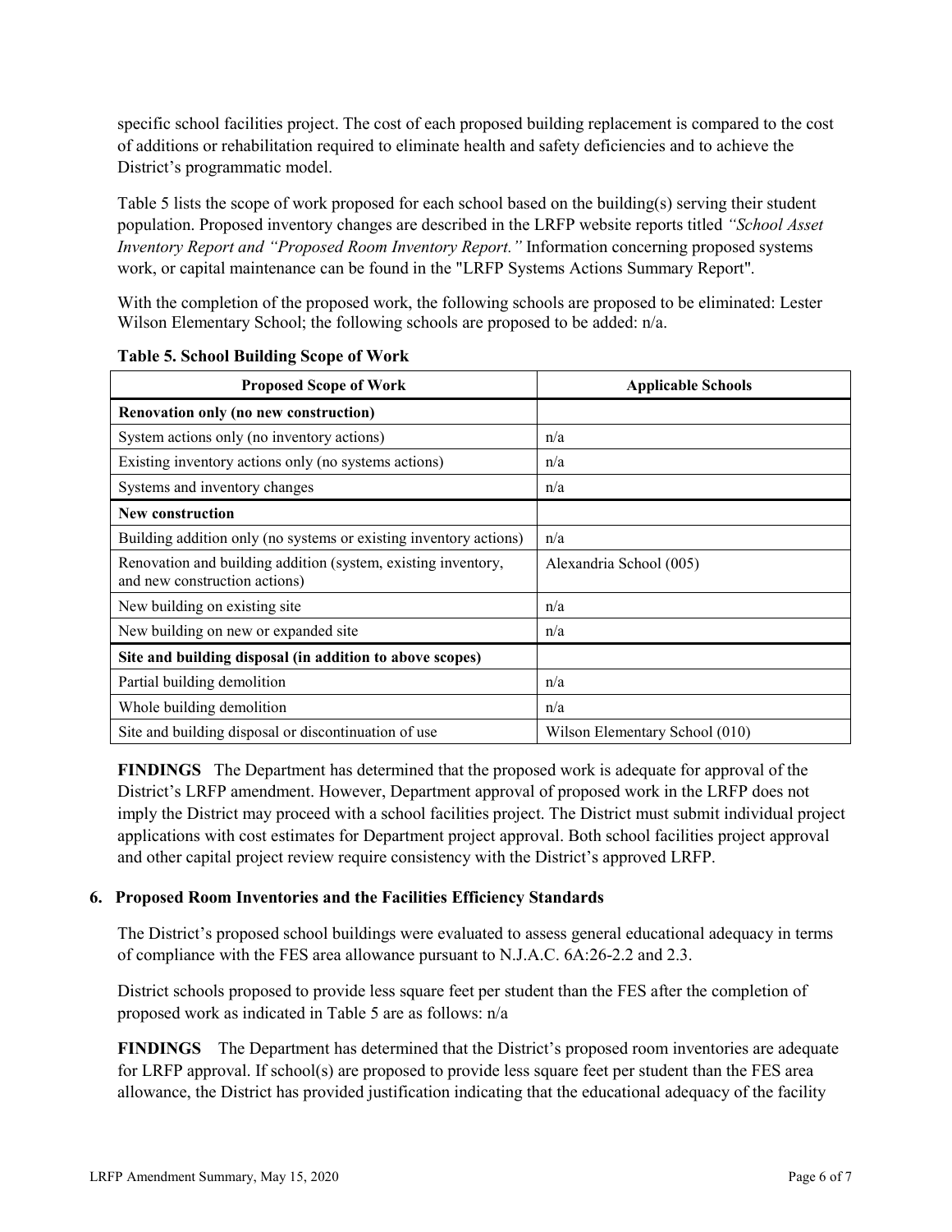specific school facilities project. The cost of each proposed building replacement is compared to the cost of additions or rehabilitation required to eliminate health and safety deficiencies and to achieve the District's programmatic model.

Table 5 lists the scope of work proposed for each school based on the building(s) serving their student population. Proposed inventory changes are described in the LRFP website reports titled *"School Asset Inventory Report and "Proposed Room Inventory Report."* Information concerning proposed systems work, or capital maintenance can be found in the "LRFP Systems Actions Summary Report".

With the completion of the proposed work, the following schools are proposed to be eliminated: Lester Wilson Elementary School; the following schools are proposed to be added: n/a.

**Table 5. School Building Scope of Work**

| Proposed Scope of Work | Applicable Schools |
|---|---|
| **Renovation only (no new construction)** | |
| System actions only (no inventory actions) | n/a |
| Existing inventory actions only (no systems actions) | n/a |
| Systems and inventory changes | n/a |
| **New construction** | |
| Building addition only (no systems or existing inventory actions) | n/a |
| Renovation and building addition (system, existing inventory, and new construction actions) | Alexandria School (005) |
| New building on existing site | n/a |
| New building on new or expanded site | n/a |
| **Site and building disposal (in addition to above scopes)** | |
| Partial building demolition | n/a |
| Whole building demolition | n/a |
| Site and building disposal or discontinuation of use | Wilson Elementary School (010) |

**FINDINGS** The Department has determined that the proposed work is adequate for approval of the District's LRFP amendment. However, Department approval of proposed work in the LRFP does not imply the District may proceed with a school facilities project. The District must submit individual project applications with cost estimates for Department project approval. Both school facilities project approval and other capital project review require consistency with the District's approved LRFP.

### 6. Proposed Room Inventories and the Facilities Efficiency Standards

The District's proposed school buildings were evaluated to assess general educational adequacy in terms of compliance with the FES area allowance pursuant to N.J.A.C. 6A:26-2.2 and 2.3.

District schools proposed to provide less square feet per student than the FES after the completion of proposed work as indicated in Table 5 are as follows: n/a

**FINDINGS** The Department has determined that the District's proposed room inventories are adequate for LRFP approval. If school(s) are proposed to provide less square feet per student than the FES area allowance, the District has provided justification indicating that the educational adequacy of the facility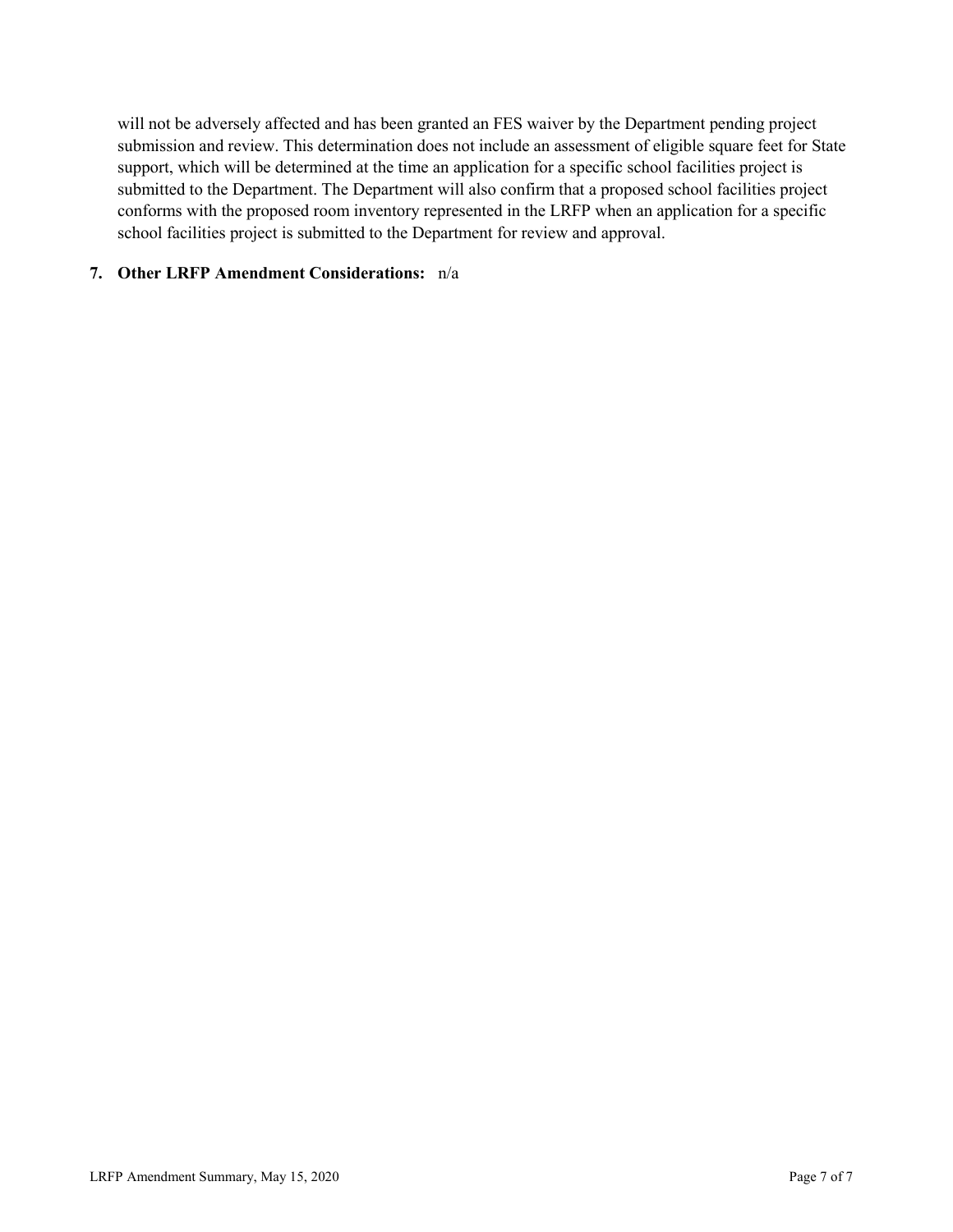will not be adversely affected and has been granted an FES waiver by the Department pending project submission and review. This determination does not include an assessment of eligible square feet for State support, which will be determined at the time an application for a specific school facilities project is submitted to the Department. The Department will also confirm that a proposed school facilities project conforms with the proposed room inventory represented in the LRFP when an application for a specific school facilities project is submitted to the Department for review and approval.

**7. Other LRFP Amendment Considerations:** n/a